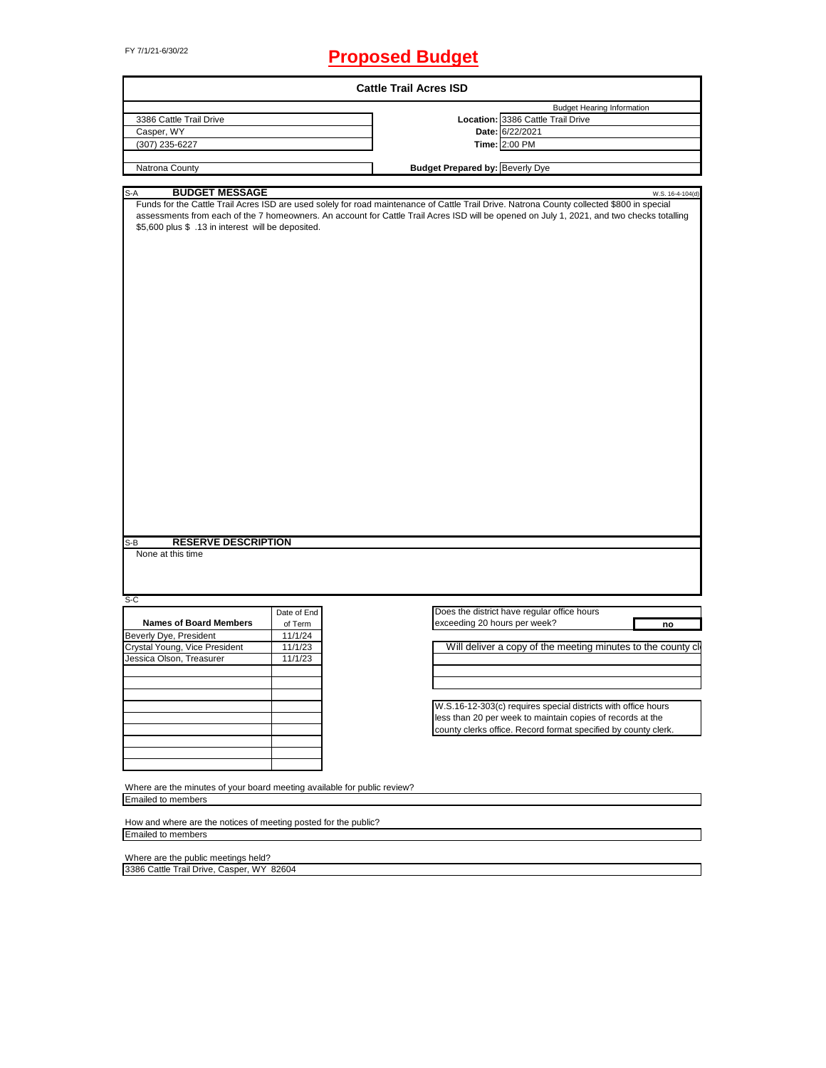FY 7/1/21-6/30/22

# Proposed Budget

## Cattle Trail Acres ISD

| | | |
|---|---|---|
| | | Budget Hearing Information |
| 3386 Cattle Trail Drive | **Location:** | 3386 Cattle Trail Drive |
| Casper, WY | **Date:** | 6/22/2021 |
| (307) 235-6227 | **Time:** | 2:00 PM |
| Natrona County | **Budget Prepared by:** | Beverly Dye |

S-A **BUDGET MESSAGE** W.S. 16-4-104(d)

Funds for the Cattle Trail Acres ISD are used solely for road maintenance of Cattle Trail Drive. Natrona County collected $800 in special assessments from each of the 7 homeowners. An account for Cattle Trail Acres ISD will be opened on July 1, 2021, and two checks totalling $5,600 plus $ .13 in interest will be deposited.

S-B **RESERVE DESCRIPTION**

None at this time

S-C

| Names of Board Members | Date of End of Term |
|---|---|
| Beverly Dye, President | 11/1/24 |
| Crystal Young, Vice President | 11/1/23 |
| Jessica Olson, Treasurer | 11/1/23 |

Does the district have regular office hours exceeding 20 hours per week? **no**

Will deliver a copy of the meeting minutes to the county cl

W.S.16-12-303(c) requires special districts with office hours less than 20 per week to maintain copies of records at the county clerks office. Record format specified by county clerk.

Where are the minutes of your board meeting available for public review?

Emailed to members

How and where are the notices of meeting posted for the public?

Emailed to members

Where are the public meetings held?

3386 Cattle Trail Drive, Casper, WY 82604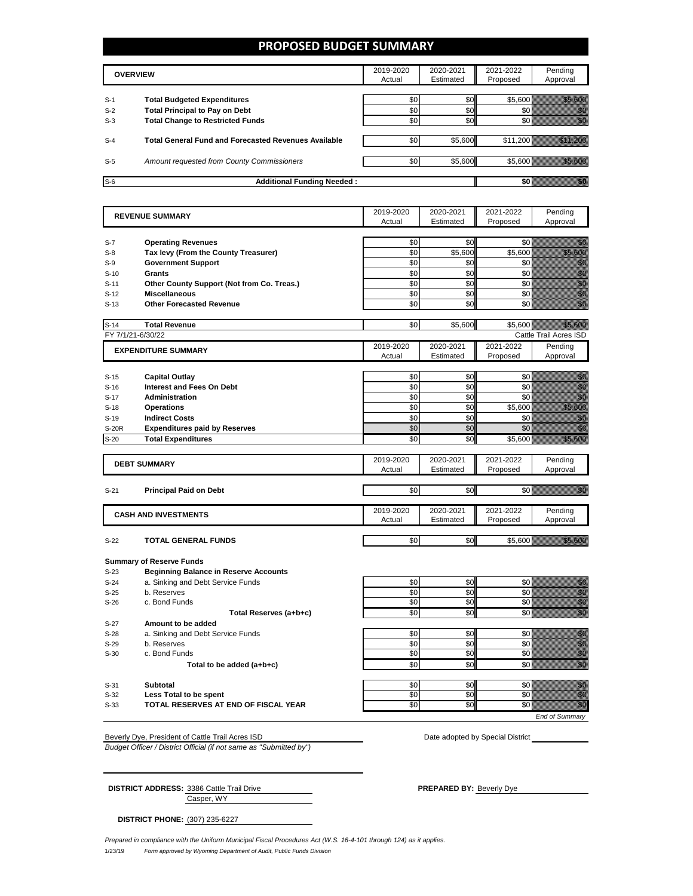# PROPOSED BUDGET SUMMARY

| OVERVIEW | | 2019-2020 Actual | 2020-2021 Estimated | 2021-2022 Proposed | Pending Approval |
|---|---|---|---|---|---|
| S-1 | **Total Budgeted Expenditures** | $0 | $0 | $5,600 | $5,600 |
| S-2 | **Total Principal to Pay on Debt** | $0 | $0 | $0 | $0 |
| S-3 | **Total Change to Restricted Funds** | $0 | $0 | $0 | $0 |
| S-4 | **Total General Fund and Forecasted Revenues Available** | $0 | $5,600 | $11,200 | $11,200 |
| S-5 | *Amount requested from County Commissioners* | $0 | $5,600 | $5,600 | $5,600 |
| S-6 | **Additional Funding Needed :** | | | **$0** | **$0** |

| REVENUE SUMMARY | | 2019-2020 Actual | 2020-2021 Estimated | 2021-2022 Proposed | Pending Approval |
|---|---|---|---|---|---|
| S-7 | **Operating Revenues** | $0 | $0 | $0 | $0 |
| S-8 | **Tax levy (From the County Treasurer)** | $0 | $5,600 | $5,600 | $5,600 |
| S-9 | **Government Support** | $0 | $0 | $0 | $0 |
| S-10 | **Grants** | $0 | $0 | $0 | $0 |
| S-11 | **Other County Support (Not from Co. Treas.)** | $0 | $0 | $0 | $0 |
| S-12 | **Miscellaneous** | $0 | $0 | $0 | $0 |
| S-13 | **Other Forecasted Revenue** | $0 | $0 | $0 | $0 |
| S-14 | **Total Revenue** | $0 | $5,600 | $5,600 | $5,600 |

FY 7/1/21-6/30/22 — Cattle Trail Acres ISD

| EXPENDITURE SUMMARY | | 2019-2020 Actual | 2020-2021 Estimated | 2021-2022 Proposed | Pending Approval |
|---|---|---|---|---|---|
| S-15 | **Capital Outlay** | $0 | $0 | $0 | $0 |
| S-16 | **Interest and Fees On Debt** | $0 | $0 | $0 | $0 |
| S-17 | **Administration** | $0 | $0 | $0 | $0 |
| S-18 | **Operations** | $0 | $0 | $5,600 | $5,600 |
| S-19 | **Indirect Costs** | $0 | $0 | $0 | $0 |
| S-20R | **Expenditures paid by Reserves** | $0 | $0 | $0 | $0 |
| S-20 | **Total Expenditures** | $0 | $0 | $5,600 | $5,600 |

| DEBT SUMMARY | | 2019-2020 Actual | 2020-2021 Estimated | 2021-2022 Proposed | Pending Approval |
|---|---|---|---|---|---|
| S-21 | **Principal Paid on Debt** | $0 | $0 | $0 | $0 |

| CASH AND INVESTMENTS | | 2019-2020 Actual | 2020-2021 Estimated | 2021-2022 Proposed | Pending Approval |
|---|---|---|---|---|---|
| S-22 | **TOTAL GENERAL FUNDS** | $0 | $0 | $5,600 | $5,600 |
| | **Summary of Reserve Funds** | | | | |
| S-23 | **Beginning Balance in Reserve Accounts** | | | | |
| S-24 | a. Sinking and Debt Service Funds | $0 | $0 | $0 | $0 |
| S-25 | b. Reserves | $0 | $0 | $0 | $0 |
| S-26 | c. Bond Funds | $0 | $0 | $0 | $0 |
| | **Total Reserves (a+b+c)** | $0 | $0 | $0 | $0 |
| S-27 | **Amount to be added** | | | | |
| S-28 | a. Sinking and Debt Service Funds | $0 | $0 | $0 | $0 |
| S-29 | b. Reserves | $0 | $0 | $0 | $0 |
| S-30 | c. Bond Funds | $0 | $0 | $0 | $0 |
| | **Total to be added (a+b+c)** | $0 | $0 | $0 | $0 |
| S-31 | **Subtotal** | $0 | $0 | $0 | $0 |
| S-32 | **Less Total to be spent** | $0 | $0 | $0 | $0 |
| S-33 | **TOTAL RESERVES AT END OF FISCAL YEAR** | $0 | $0 | $0 | $0 |

*End of Summary*

Beverly Dye, President of Cattle Trail Acres ISD

*Budget Officer / District Official (if not same as "Submitted by")*

Date adopted by Special District

**DISTRICT ADDRESS:** 3386 Cattle Trail Drive
Casper, WY

**PREPARED BY:** Beverly Dye

**DISTRICT PHONE:** (307) 235-6227

*Prepared in compliance with the Uniform Municipal Fiscal Procedures Act (W.S. 16-4-101 through 124) as it applies.*

1/23/19 *Form approved by Wyoming Department of Audit, Public Funds Division*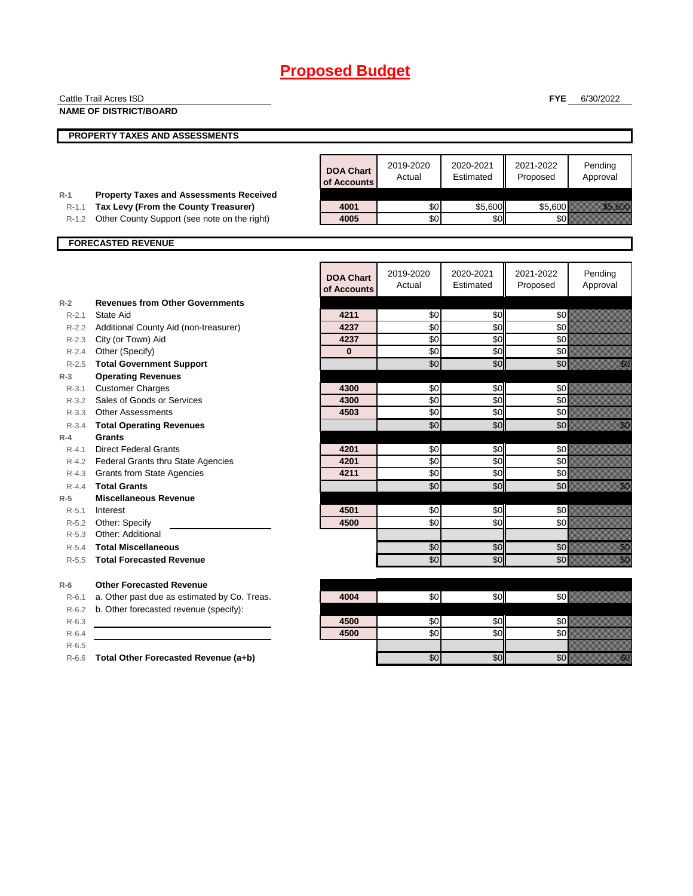# Proposed Budget

Cattle Trail Acres ISD
**NAME OF DISTRICT/BOARD**

**FYE** 6/30/2022

## PROPERTY TAXES AND ASSESSMENTS

| | | DOA Chart of Accounts | 2019-2020 Actual | 2020-2021 Estimated | 2021-2022 Proposed | Pending Approval |
|---|---|---|---|---|---|---|
| R-1 | **Property Taxes and Assessments Received** | | | | | |
| R-1.1 | **Tax Levy (From the County Treasurer)** | 4001 | $0 | $5,600 | $5,600 | $5,600 |
| R-1.2 | Other County Support (see note on the right) | 4005 | $0 | $0 | $0 | |

## FORECASTED REVENUE

| | | DOA Chart of Accounts | 2019-2020 Actual | 2020-2021 Estimated | 2021-2022 Proposed | Pending Approval |
|---|---|---|---|---|---|---|
| R-2 | **Revenues from Other Governments** | | | | | |
| R-2.1 | State Aid | 4211 | $0 | $0 | $0 | |
| R-2.2 | Additional County Aid (non-treasurer) | 4237 | $0 | $0 | $0 | |
| R-2.3 | City (or Town) Aid | 4237 | $0 | $0 | $0 | |
| R-2.4 | Other (Specify) | 0 | $0 | $0 | $0 | |
| R-2.5 | **Total Government Support** | | $0 | $0 | $0 | $0 |
| R-3 | **Operating Revenues** | | | | | |
| R-3.1 | Customer Charges | 4300 | $0 | $0 | $0 | |
| R-3.2 | Sales of Goods or Services | 4300 | $0 | $0 | $0 | |
| R-3.3 | Other Assessments | 4503 | $0 | $0 | $0 | |
| R-3.4 | **Total Operating Revenues** | | $0 | $0 | $0 | $0 |
| R-4 | **Grants** | | | | | |
| R-4.1 | Direct Federal Grants | 4201 | $0 | $0 | $0 | |
| R-4.2 | Federal Grants thru State Agencies | 4201 | $0 | $0 | $0 | |
| R-4.3 | Grants from State Agencies | 4211 | $0 | $0 | $0 | |
| R-4.4 | **Total Grants** | | $0 | $0 | $0 | $0 |
| R-5 | **Miscellaneous Revenue** | | | | | |
| R-5.1 | Interest | 4501 | $0 | $0 | $0 | |
| R-5.2 | Other: Specify | 4500 | $0 | $0 | $0 | |
| R-5.3 | Other: Additional | | | | | |
| R-5.4 | **Total Miscellaneous** | | $0 | $0 | $0 | $0 |
| R-5.5 | **Total Forecasted Revenue** | | $0 | $0 | $0 | $0 |
| R-6 | **Other Forecasted Revenue** | | | | | |
| R-6.1 | a. Other past due as estimated by Co. Treas. | 4004 | $0 | $0 | $0 | |
| R-6.2 | b. Other forecasted revenue (specify): | | | | | |
| R-6.3 | | 4500 | $0 | $0 | $0 | |
| R-6.4 | | 4500 | $0 | $0 | $0 | |
| R-6.5 | | | | | | |
| R-6.6 | **Total Other Forecasted Revenue (a+b)** | | $0 | $0 | $0 | $0 |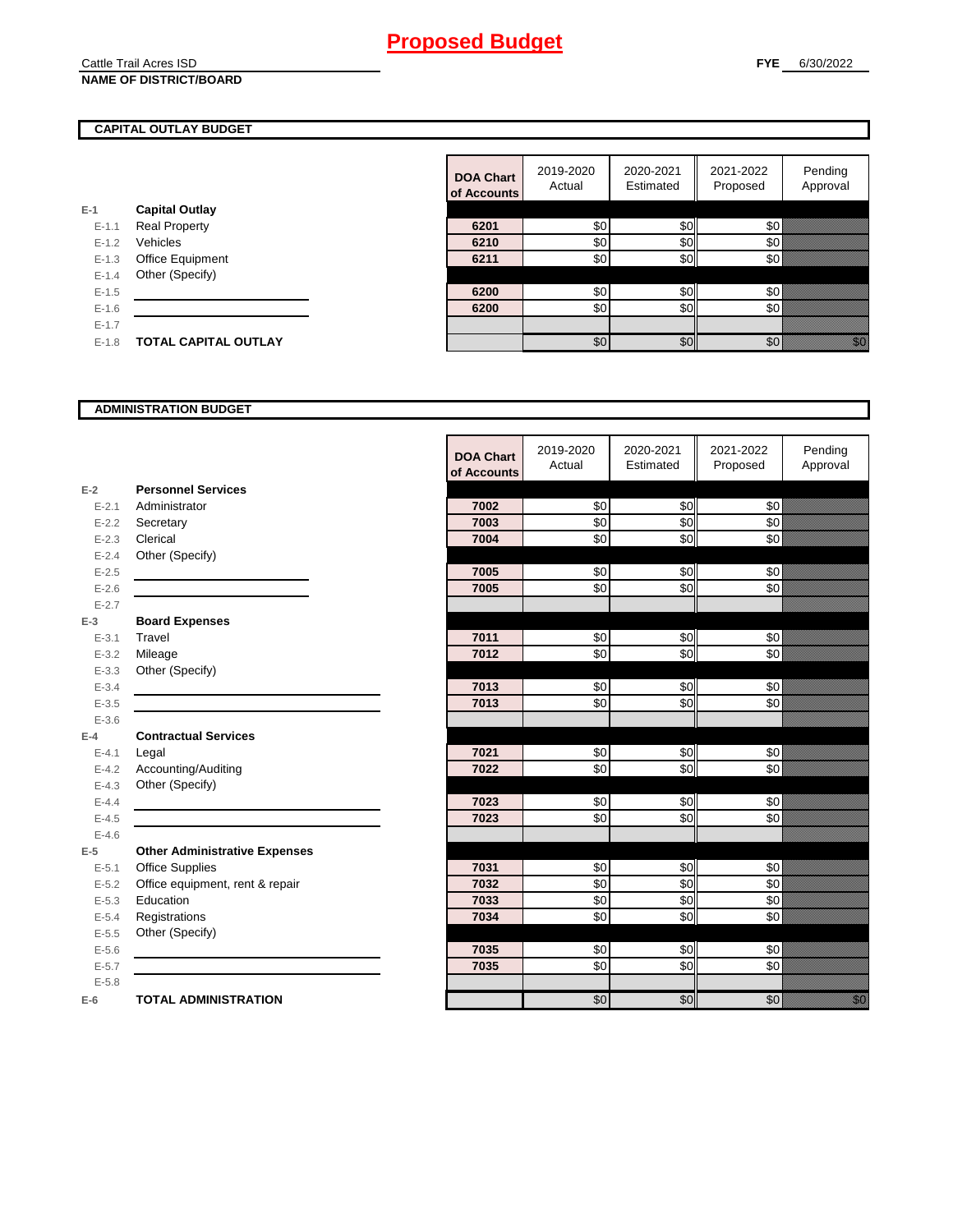# Proposed Budget

Cattle Trail Acres ISD
**NAME OF DISTRICT/BOARD**

**FYE** 6/30/2022

## CAPITAL OUTLAY BUDGET

| | | DOA Chart of Accounts | 2019-2020 Actual | 2020-2021 Estimated | 2021-2022 Proposed | Pending Approval |
|---|---|---|---|---|---|---|
| E-1 | **Capital Outlay** | | | | | |
| E-1.1 | Real Property | **6201** | $0 | $0 | $0 | |
| E-1.2 | Vehicles | **6210** | $0 | $0 | $0 | |
| E-1.3 | Office Equipment | **6211** | $0 | $0 | $0 | |
| E-1.4 | Other (Specify) | | | | | |
| E-1.5 | | **6200** | $0 | $0 | $0 | |
| E-1.6 | | **6200** | $0 | $0 | $0 | |
| E-1.7 | | | | | | |
| E-1.8 | **TOTAL CAPITAL OUTLAY** | | $0 | $0 | $0 | $0 |

## ADMINISTRATION BUDGET

| | | DOA Chart of Accounts | 2019-2020 Actual | 2020-2021 Estimated | 2021-2022 Proposed | Pending Approval |
|---|---|---|---|---|---|---|
| E-2 | **Personnel Services** | | | | | |
| E-2.1 | Administrator | **7002** | $0 | $0 | $0 | |
| E-2.2 | Secretary | **7003** | $0 | $0 | $0 | |
| E-2.3 | Clerical | **7004** | $0 | $0 | $0 | |
| E-2.4 | Other (Specify) | | | | | |
| E-2.5 | | **7005** | $0 | $0 | $0 | |
| E-2.6 | | **7005** | $0 | $0 | $0 | |
| E-2.7 | | | | | | |
| E-3 | **Board Expenses** | | | | | |
| E-3.1 | Travel | **7011** | $0 | $0 | $0 | |
| E-3.2 | Mileage | **7012** | $0 | $0 | $0 | |
| E-3.3 | Other (Specify) | | | | | |
| E-3.4 | | **7013** | $0 | $0 | $0 | |
| E-3.5 | | **7013** | $0 | $0 | $0 | |
| E-3.6 | | | | | | |
| E-4 | **Contractual Services** | | | | | |
| E-4.1 | Legal | **7021** | $0 | $0 | $0 | |
| E-4.2 | Accounting/Auditing | **7022** | $0 | $0 | $0 | |
| E-4.3 | Other (Specify) | | | | | |
| E-4.4 | | **7023** | $0 | $0 | $0 | |
| E-4.5 | | **7023** | $0 | $0 | $0 | |
| E-4.6 | | | | | | |
| E-5 | **Other Administrative Expenses** | | | | | |
| E-5.1 | Office Supplies | **7031** | $0 | $0 | $0 | |
| E-5.2 | Office equipment, rent & repair | **7032** | $0 | $0 | $0 | |
| E-5.3 | Education | **7033** | $0 | $0 | $0 | |
| E-5.4 | Registrations | **7034** | $0 | $0 | $0 | |
| E-5.5 | Other (Specify) | | | | | |
| E-5.6 | | **7035** | $0 | $0 | $0 | |
| E-5.7 | | **7035** | $0 | $0 | $0 | |
| E-5.8 | | | | | | |
| E-6 | **TOTAL ADMINISTRATION** | | $0 | $0 | $0 | $0 |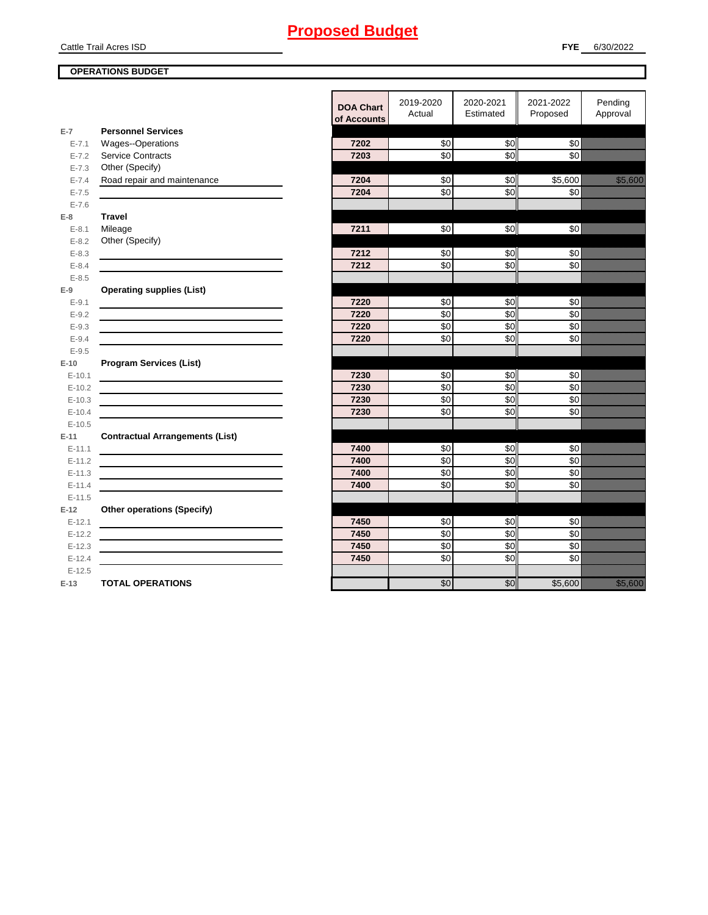# Proposed Budget

Cattle Trail Acres ISD

**FYE** 6/30/2022

**OPERATIONS BUDGET**

| | | DOA Chart of Accounts | 2019-2020 Actual | 2020-2021 Estimated | 2021-2022 Proposed | Pending Approval |
|---|---|---|---|---|---|---|
| **E-7** | **Personnel Services** | | | | | |
| E-7.1 | Wages--Operations | 7202 | $0 | $0 | $0 | |
| E-7.2 | Service Contracts | 7203 | $0 | $0 | $0 | |
| E-7.3 | Other (Specify) | | | | | |
| E-7.4 | Road repair and maintenance | 7204 | $0 | $0 | $5,600 | $5,600 |
| E-7.5 | | 7204 | $0 | $0 | $0 | |
| E-7.6 | | | | | | |
| **E-8** | **Travel** | | | | | |
| E-8.1 | Mileage | 7211 | $0 | $0 | $0 | |
| E-8.2 | Other (Specify) | | | | | |
| E-8.3 | | 7212 | $0 | $0 | $0 | |
| E-8.4 | | 7212 | $0 | $0 | $0 | |
| E-8.5 | | | | | | |
| **E-9** | **Operating supplies (List)** | | | | | |
| E-9.1 | | 7220 | $0 | $0 | $0 | |
| E-9.2 | | 7220 | $0 | $0 | $0 | |
| E-9.3 | | 7220 | $0 | $0 | $0 | |
| E-9.4 | | 7220 | $0 | $0 | $0 | |
| E-9.5 | | | | | | |
| **E-10** | **Program Services (List)** | | | | | |
| E-10.1 | | 7230 | $0 | $0 | $0 | |
| E-10.2 | | 7230 | $0 | $0 | $0 | |
| E-10.3 | | 7230 | $0 | $0 | $0 | |
| E-10.4 | | 7230 | $0 | $0 | $0 | |
| E-10.5 | | | | | | |
| **E-11** | **Contractual Arrangements (List)** | | | | | |
| E-11.1 | | 7400 | $0 | $0 | $0 | |
| E-11.2 | | 7400 | $0 | $0 | $0 | |
| E-11.3 | | 7400 | $0 | $0 | $0 | |
| E-11.4 | | 7400 | $0 | $0 | $0 | |
| E-11.5 | | | | | | |
| **E-12** | **Other operations (Specify)** | | | | | |
| E-12.1 | | 7450 | $0 | $0 | $0 | |
| E-12.2 | | 7450 | $0 | $0 | $0 | |
| E-12.3 | | 7450 | $0 | $0 | $0 | |
| E-12.4 | | 7450 | $0 | $0 | $0 | |
| E-12.5 | | | | | | |
| **E-13** | **TOTAL OPERATIONS** | | $0 | $0 | $5,600 | $5,600 |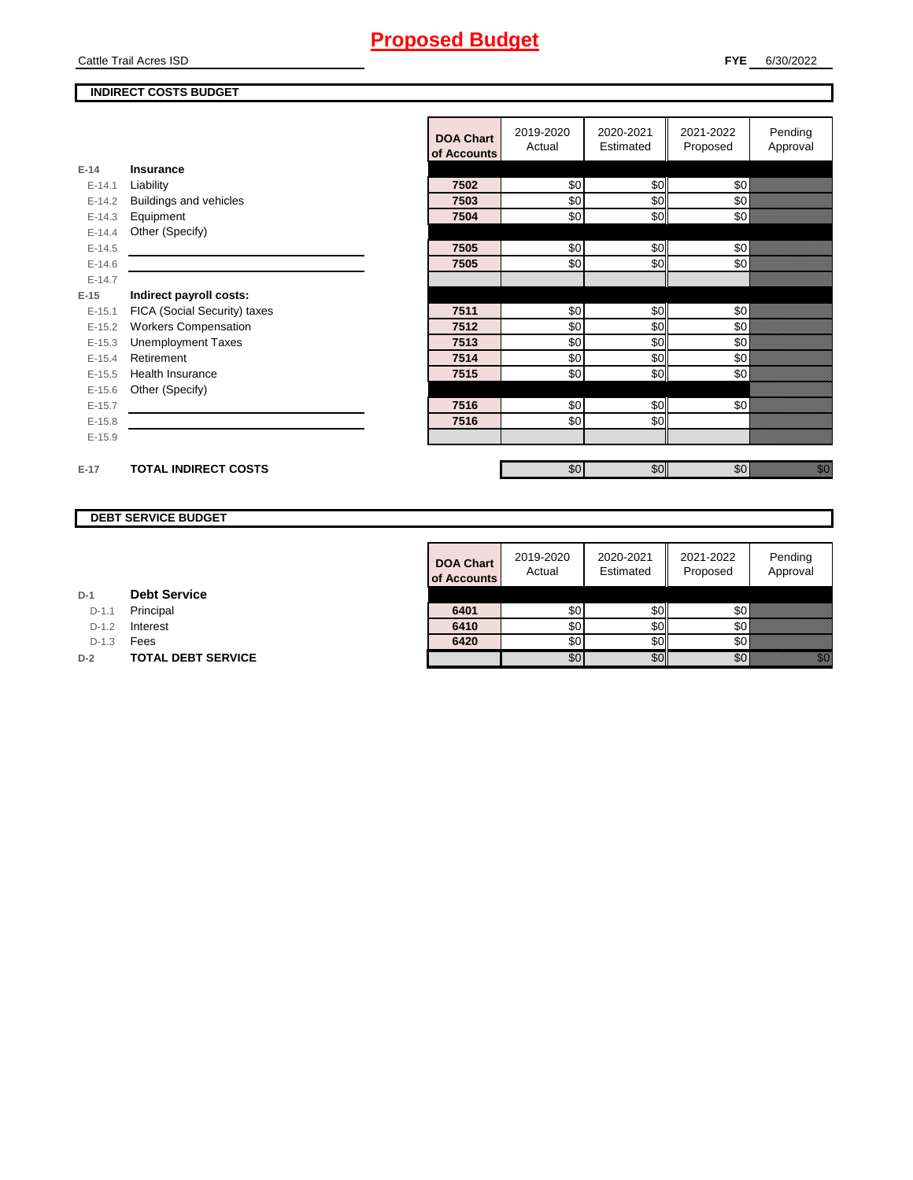# Proposed Budget

Cattle Trail Acres ISD

**FYE** 6/30/2022

**INDIRECT COSTS BUDGET**

| | | DOA Chart of Accounts | 2019-2020 Actual | 2020-2021 Estimated | 2021-2022 Proposed | Pending Approval |
|---|---|---|---|---|---|---|
| E-14 | **Insurance** | | | | | |
| E-14.1 | Liability | 7502 | $0 | $0 | $0 | |
| E-14.2 | Buildings and vehicles | 7503 | $0 | $0 | $0 | |
| E-14.3 | Equipment | 7504 | $0 | $0 | $0 | |
| E-14.4 | Other (Specify) | | | | | |
| E-14.5 | | 7505 | $0 | $0 | $0 | |
| E-14.6 | | 7505 | $0 | $0 | $0 | |
| E-14.7 | | | | | | |
| E-15 | **Indirect payroll costs:** | | | | | |
| E-15.1 | FICA (Social Security) taxes | 7511 | $0 | $0 | $0 | |
| E-15.2 | Workers Compensation | 7512 | $0 | $0 | $0 | |
| E-15.3 | Unemployment Taxes | 7513 | $0 | $0 | $0 | |
| E-15.4 | Retirement | 7514 | $0 | $0 | $0 | |
| E-15.5 | Health Insurance | 7515 | $0 | $0 | $0 | |
| E-15.6 | Other (Specify) | | | | | |
| E-15.7 | | 7516 | $0 | $0 | $0 | |
| E-15.8 | | 7516 | $0 | $0 | | |
| E-15.9 | | | | | | |
| E-17 | **TOTAL INDIRECT COSTS** | | $0 | $0 | $0 | $0 |

**DEBT SERVICE BUDGET**

| | | DOA Chart of Accounts | 2019-2020 Actual | 2020-2021 Estimated | 2021-2022 Proposed | Pending Approval |
|---|---|---|---|---|---|---|
| D-1 | **Debt Service** | | | | | |
| D-1.1 | Principal | 6401 | $0 | $0 | $0 | |
| D-1.2 | Interest | 6410 | $0 | $0 | $0 | |
| D-1.3 | Fees | 6420 | $0 | $0 | $0 | |
| D-2 | **TOTAL DEBT SERVICE** | | $0 | $0 | $0 | $0 |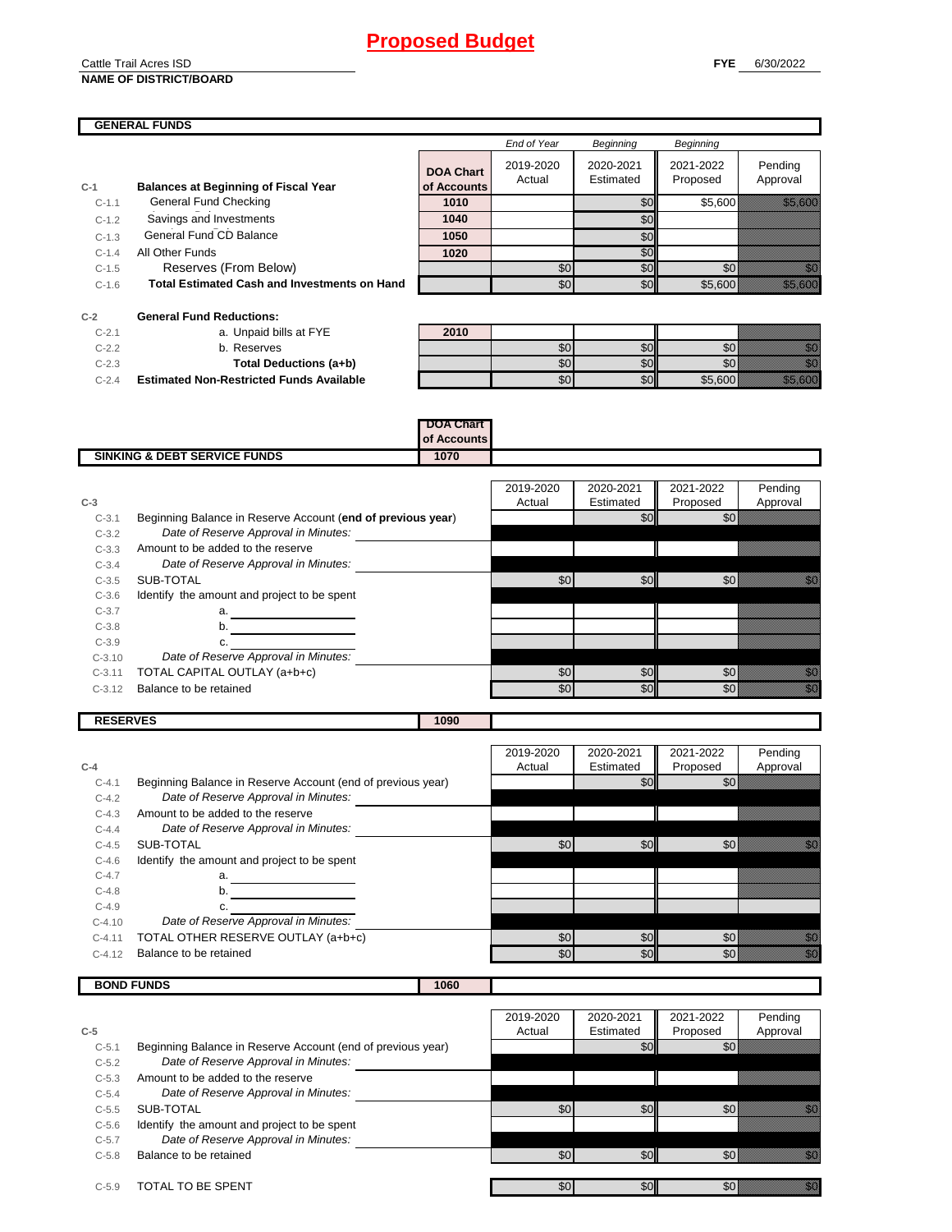# Proposed Budget

Cattle Trail Acres ISD
**NAME OF DISTRICT/BOARD**

**FYE** 6/30/2022

## GENERAL FUNDS

| | | DOA Chart of Accounts | End of Year 2019-2020 Actual | Beginning 2020-2021 Estimated | Beginning 2021-2022 Proposed | Pending Approval |
|---|---|---|---|---|---|---|
| C-1 | **Balances at Beginning of Fiscal Year** | | | | | |
| C-1.1 | General Fund Checking | **1010** | | $0 | $5,600 | $5,600 |
| C-1.2 | Savings and Investments | **1040** | | $0 | | |
| C-1.3 | General Fund CD Balance | **1050** | | $0 | | |
| C-1.4 | All Other Funds | **1020** | | $0 | | |
| C-1.5 | Reserves (From Below) | | $0 | $0 | $0 | $0 |
| C-1.6 | **Total Estimated Cash and Investments on Hand** | | $0 | $0 | $5,600 | $5,600 |
| C-2 | **General Fund Reductions:** | | | | | |
| C-2.1 | a. Unpaid bills at FYE | **2010** | | | | |
| C-2.2 | b. Reserves | | $0 | $0 | $0 | $0 |
| C-2.3 | **Total Deductions (a+b)** | | $0 | $0 | $0 | $0 |
| C-2.4 | **Estimated Non-Restricted Funds Available** | | $0 | $0 | $5,600 | $5,600 |

## SINKING & DEBT SERVICE FUNDS

DOA Chart of Accounts: **1070**

| C-3 | | 2019-2020 Actual | 2020-2021 Estimated | 2021-2022 Proposed | Pending Approval |
|---|---|---|---|---|---|
| C-3.1 | Beginning Balance in Reserve Account (**end of previous year**) | | $0 | $0 | |
| C-3.2 | *Date of Reserve Approval in Minutes:* | | | | |
| C-3.3 | Amount to be added to the reserve | | | | |
| C-3.4 | *Date of Reserve Approval in Minutes:* | | | | |
| C-3.5 | SUB-TOTAL | $0 | $0 | $0 | $0 |
| C-3.6 | Identify the amount and project to be spent | | | | |
| C-3.7 | a. | | | | |
| C-3.8 | b. | | | | |
| C-3.9 | c. | | | | |
| C-3.10 | *Date of Reserve Approval in Minutes:* | | | | |
| C-3.11 | TOTAL CAPITAL OUTLAY (a+b+c) | $0 | $0 | $0 | $0 |
| C-3.12 | Balance to be retained | $0 | $0 | $0 | $0 |

## RESERVES

DOA Chart of Accounts: **1090**

| C-4 | | 2019-2020 Actual | 2020-2021 Estimated | 2021-2022 Proposed | Pending Approval |
|---|---|---|---|---|---|
| C-4.1 | Beginning Balance in Reserve Account (end of previous year) | | $0 | $0 | |
| C-4.2 | *Date of Reserve Approval in Minutes:* | | | | |
| C-4.3 | Amount to be added to the reserve | | | | |
| C-4.4 | *Date of Reserve Approval in Minutes:* | | | | |
| C-4.5 | SUB-TOTAL | $0 | $0 | $0 | $0 |
| C-4.6 | Identify the amount and project to be spent | | | | |
| C-4.7 | a. | | | | |
| C-4.8 | b. | | | | |
| C-4.9 | c. | | | | |
| C-4.10 | *Date of Reserve Approval in Minutes:* | | | | |
| C-4.11 | TOTAL OTHER RESERVE OUTLAY (a+b+c) | $0 | $0 | $0 | $0 |
| C-4.12 | Balance to be retained | $0 | $0 | $0 | $0 |

## BOND FUNDS

DOA Chart of Accounts: **1060**

| C-5 | | 2019-2020 Actual | 2020-2021 Estimated | 2021-2022 Proposed | Pending Approval |
|---|---|---|---|---|---|
| C-5.1 | Beginning Balance in Reserve Account (end of previous year) | | $0 | $0 | |
| C-5.2 | *Date of Reserve Approval in Minutes:* | | | | |
| C-5.3 | Amount to be added to the reserve | | | | |
| C-5.4 | *Date of Reserve Approval in Minutes:* | | | | |
| C-5.5 | SUB-TOTAL | $0 | $0 | $0 | $0 |
| C-5.6 | Identify the amount and project to be spent | | | | |
| C-5.7 | *Date of Reserve Approval in Minutes:* | | | | |
| C-5.8 | Balance to be retained | $0 | $0 | $0 | $0 |
| C-5.9 | TOTAL TO BE SPENT | $0 | $0 | $0 | $0 |